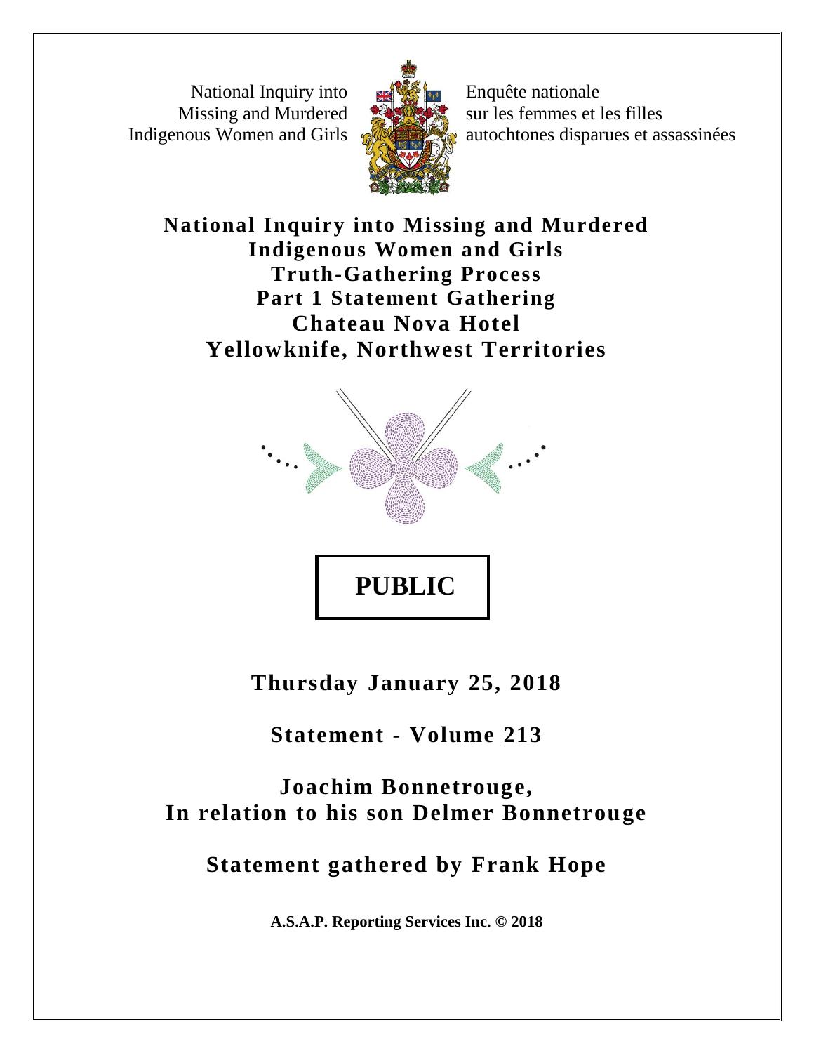National Inquiry into Missing and Murdered Indigenous Women and Girls

Enquête nationale sur les femmes et les filles autochtones disparues et assassinées

# National Inquiry into Missing and Murdered Indigenous Women and Girls
# Truth-Gathering Process
# Part 1 Statement Gathering
# Chateau Nova Hotel
# Yellowknife, Northwest Territories

**PUBLIC**

## Thursday January 25, 2018

## Statement - Volume 213

## Joachim Bonnetrouge, In relation to his son Delmer Bonnetrouge

## Statement gathered by Frank Hope

**A.S.A.P. Reporting Services Inc. © 2018**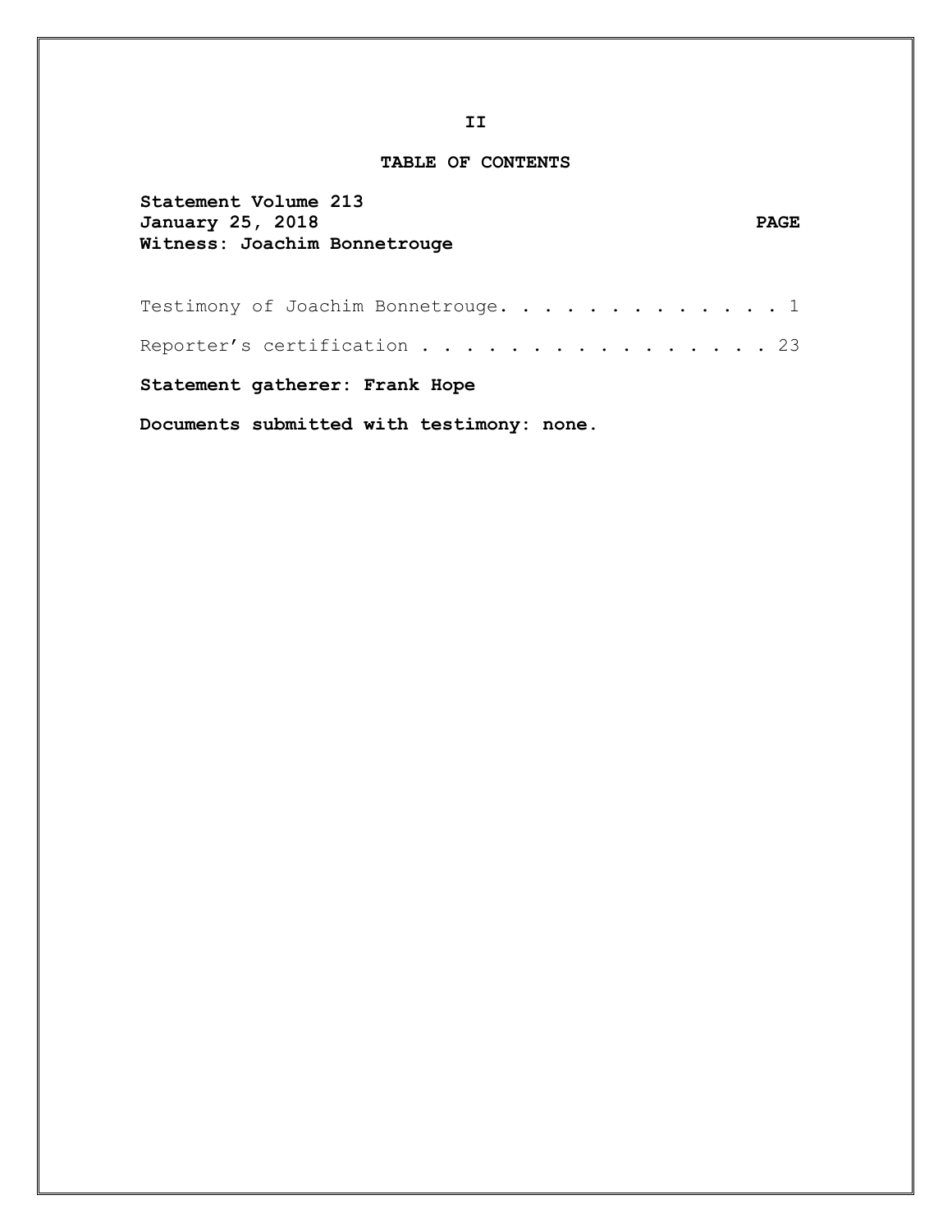## TABLE OF CONTENTS

**Statement Volume 213**
**January 25, 2018**
**Witness: Joachim Bonnetrouge**

| | PAGE |
|---|---|
| Testimony of Joachim Bonnetrouge. . . . . . . . . . . . . | 1 |
| Reporter's certification . . . . . . . . . . . . . . . . | 23 |

**Statement gatherer: Frank Hope**

**Documents submitted with testimony: none.**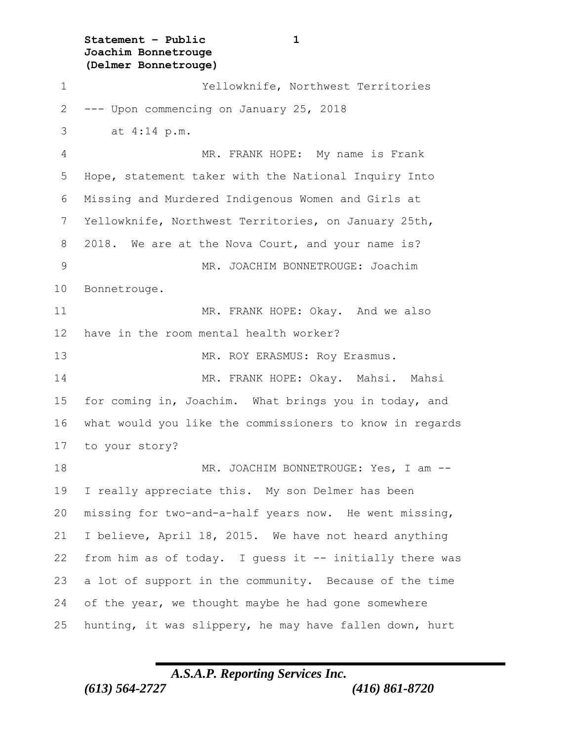Yellowknife, Northwest Territories

--- Upon commencing on January 25, 2018 at 4:14 p.m.

MR. FRANK HOPE: My name is Frank Hope, statement taker with the National Inquiry Into Missing and Murdered Indigenous Women and Girls at Yellowknife, Northwest Territories, on January 25th, 2018. We are at the Nova Court, and your name is?

MR. JOACHIM BONNETROUGE: Joachim Bonnetrouge.

MR. FRANK HOPE: Okay. And we also have in the room mental health worker?

MR. ROY ERASMUS: Roy Erasmus.

MR. FRANK HOPE: Okay. Mahsi. Mahsi for coming in, Joachim. What brings you in today, and what would you like the commissioners to know in regards to your story?

MR. JOACHIM BONNETROUGE: Yes, I am -- I really appreciate this. My son Delmer has been missing for two-and-a-half years now. He went missing, I believe, April 18, 2015. We have not heard anything from him as of today. I guess it -- initially there was a lot of support in the community. Because of the time of the year, we thought maybe he had gone somewhere hunting, it was slippery, he may have fallen down, hurt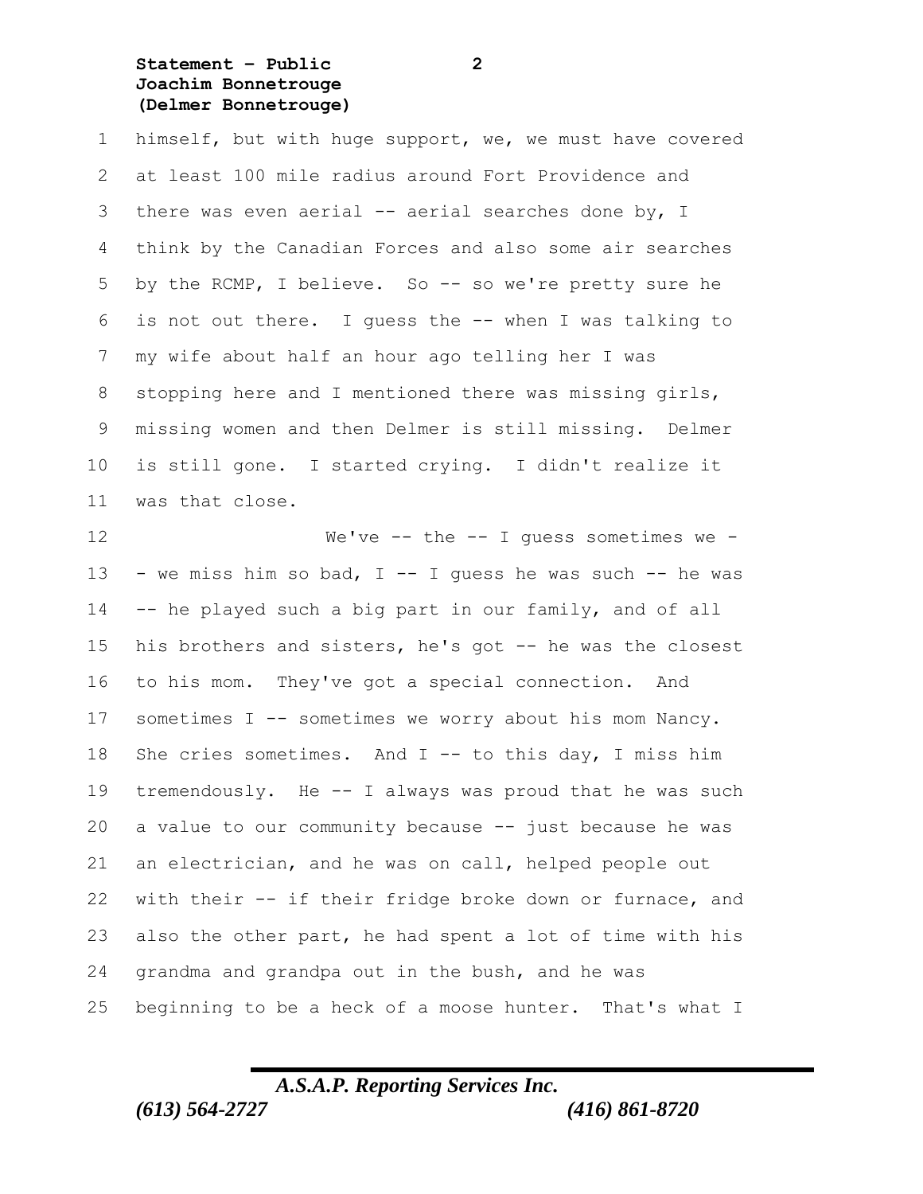himself, but with huge support, we, we must have covered at least 100 mile radius around Fort Providence and there was even aerial -- aerial searches done by, I think by the Canadian Forces and also some air searches by the RCMP, I believe. So -- so we're pretty sure he is not out there. I guess the -- when I was talking to my wife about half an hour ago telling her I was stopping here and I mentioned there was missing girls, missing women and then Delmer is still missing. Delmer is still gone. I started crying. I didn't realize it was that close.

We've -- the -- I guess sometimes we -- we miss him so bad, I -- I guess he was such -- he was -- he played such a big part in our family, and of all his brothers and sisters, he's got -- he was the closest to his mom. They've got a special connection. And sometimes I -- sometimes we worry about his mom Nancy. She cries sometimes. And I -- to this day, I miss him tremendously. He -- I always was proud that he was such a value to our community because -- just because he was an electrician, and he was on call, helped people out with their -- if their fridge broke down or furnace, and also the other part, he had spent a lot of time with his grandma and grandpa out in the bush, and he was beginning to be a heck of a moose hunter. That's what I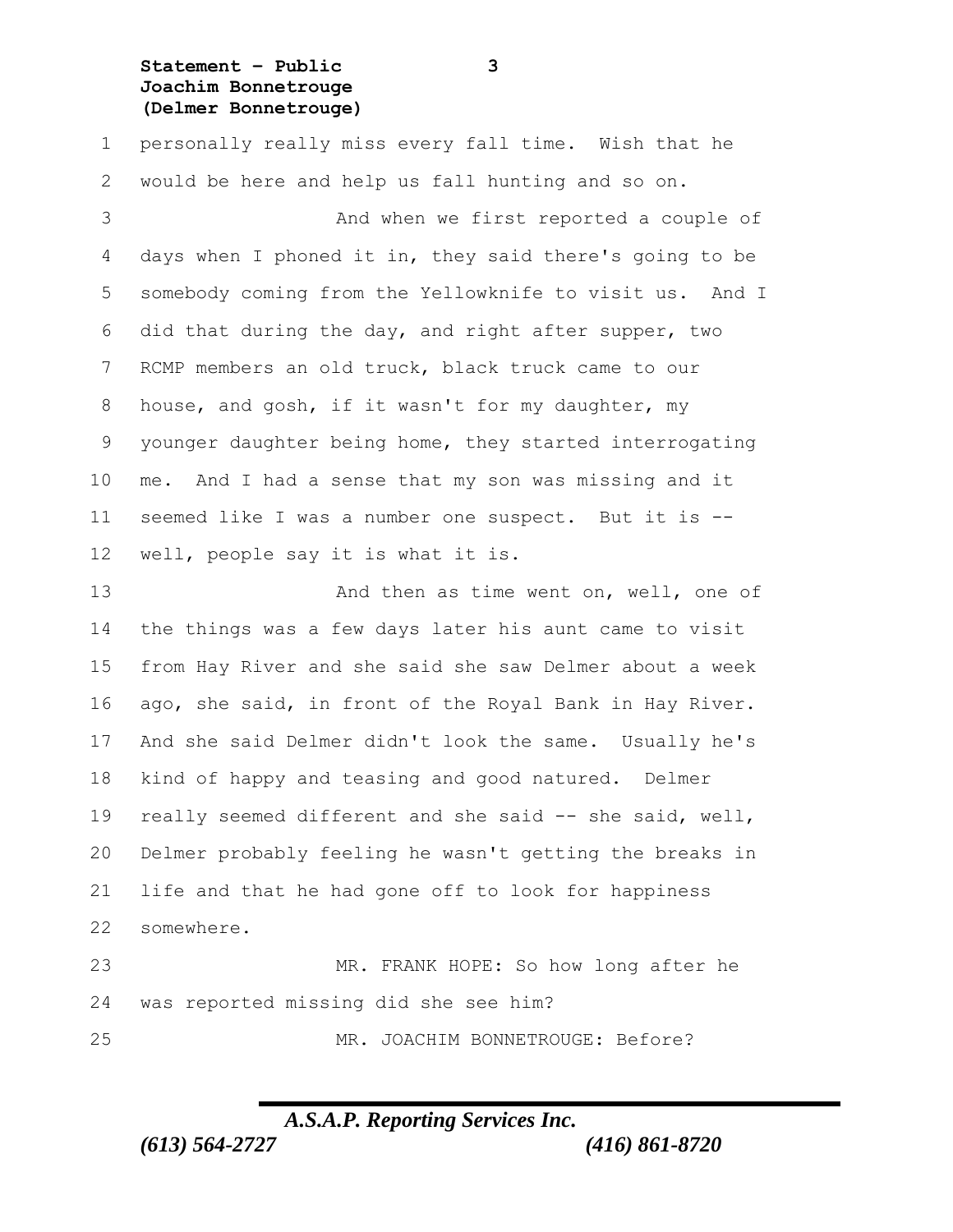personally really miss every fall time. Wish that he would be here and help us fall hunting and so on.

And when we first reported a couple of days when I phoned it in, they said there's going to be somebody coming from the Yellowknife to visit us. And I did that during the day, and right after supper, two RCMP members an old truck, black truck came to our house, and gosh, if it wasn't for my daughter, my younger daughter being home, they started interrogating me. And I had a sense that my son was missing and it seemed like I was a number one suspect. But it is -- well, people say it is what it is.

And then as time went on, well, one of the things was a few days later his aunt came to visit from Hay River and she said she saw Delmer about a week ago, she said, in front of the Royal Bank in Hay River. And she said Delmer didn't look the same. Usually he's kind of happy and teasing and good natured. Delmer really seemed different and she said -- she said, well, Delmer probably feeling he wasn't getting the breaks in life and that he had gone off to look for happiness somewhere.

MR. FRANK HOPE: So how long after he was reported missing did she see him?

MR. JOACHIM BONNETROUGE: Before?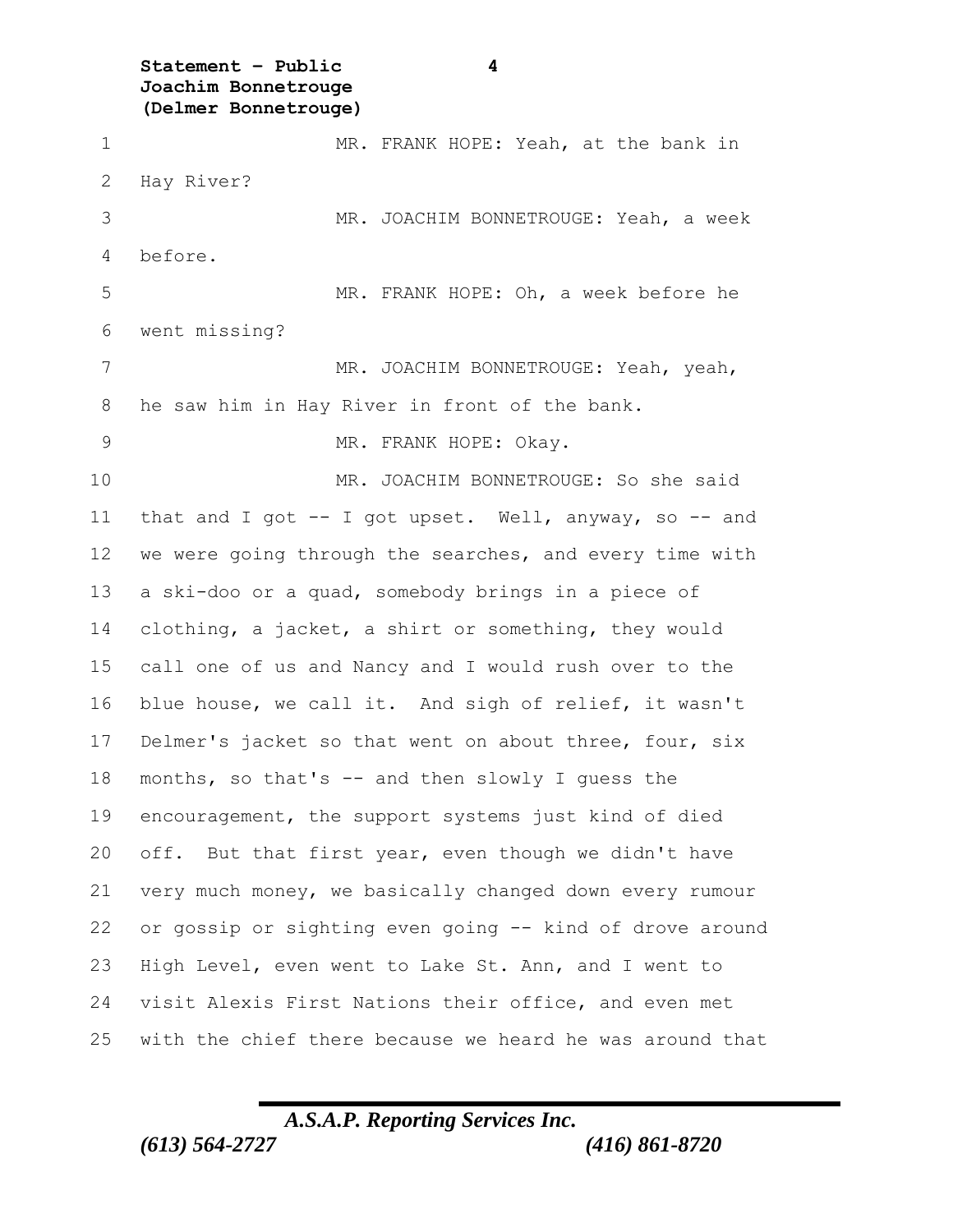MR. FRANK HOPE: Yeah, at the bank in Hay River?

MR. JOACHIM BONNETROUGE: Yeah, a week before.

MR. FRANK HOPE: Oh, a week before he went missing?

MR. JOACHIM BONNETROUGE: Yeah, yeah, he saw him in Hay River in front of the bank.

MR. FRANK HOPE: Okay.

MR. JOACHIM BONNETROUGE: So she said that and I got -- I got upset. Well, anyway, so -- and we were going through the searches, and every time with a ski-doo or a quad, somebody brings in a piece of clothing, a jacket, a shirt or something, they would call one of us and Nancy and I would rush over to the blue house, we call it. And sigh of relief, it wasn't Delmer's jacket so that went on about three, four, six months, so that's -- and then slowly I guess the encouragement, the support systems just kind of died off. But that first year, even though we didn't have very much money, we basically changed down every rumour or gossip or sighting even going -- kind of drove around High Level, even went to Lake St. Ann, and I went to visit Alexis First Nations their office, and even met with the chief there because we heard he was around that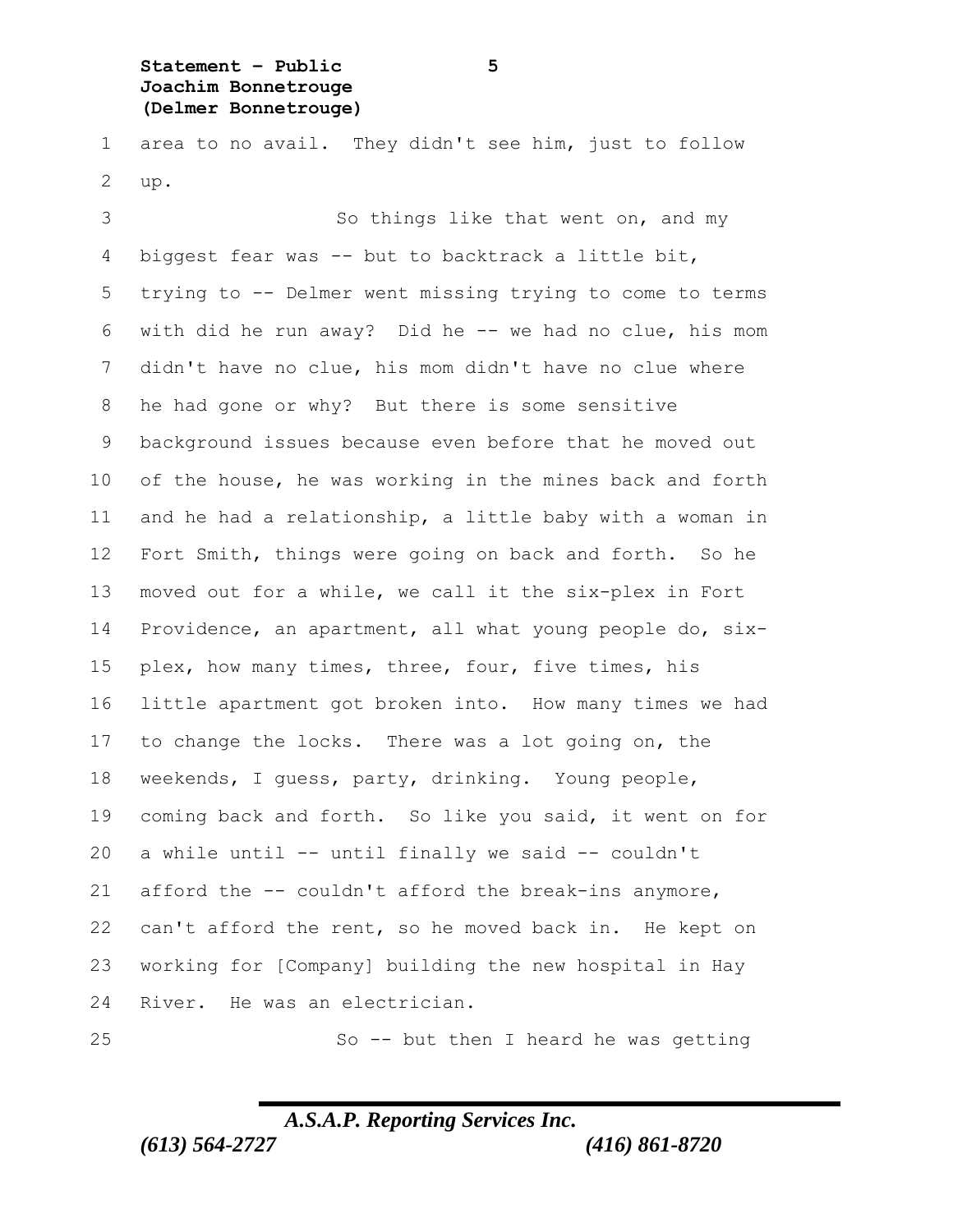area to no avail. They didn't see him, just to follow up.

So things like that went on, and my biggest fear was -- but to backtrack a little bit, trying to -- Delmer went missing trying to come to terms with did he run away? Did he -- we had no clue, his mom didn't have no clue, his mom didn't have no clue where he had gone or why? But there is some sensitive background issues because even before that he moved out of the house, he was working in the mines back and forth and he had a relationship, a little baby with a woman in Fort Smith, things were going on back and forth. So he moved out for a while, we call it the six-plex in Fort Providence, an apartment, all what young people do, six-plex, how many times, three, four, five times, his little apartment got broken into. How many times we had to change the locks. There was a lot going on, the weekends, I guess, party, drinking. Young people, coming back and forth. So like you said, it went on for a while until -- until finally we said -- couldn't afford the -- couldn't afford the break-ins anymore, can't afford the rent, so he moved back in. He kept on working for [Company] building the new hospital in Hay River. He was an electrician.

So -- but then I heard he was getting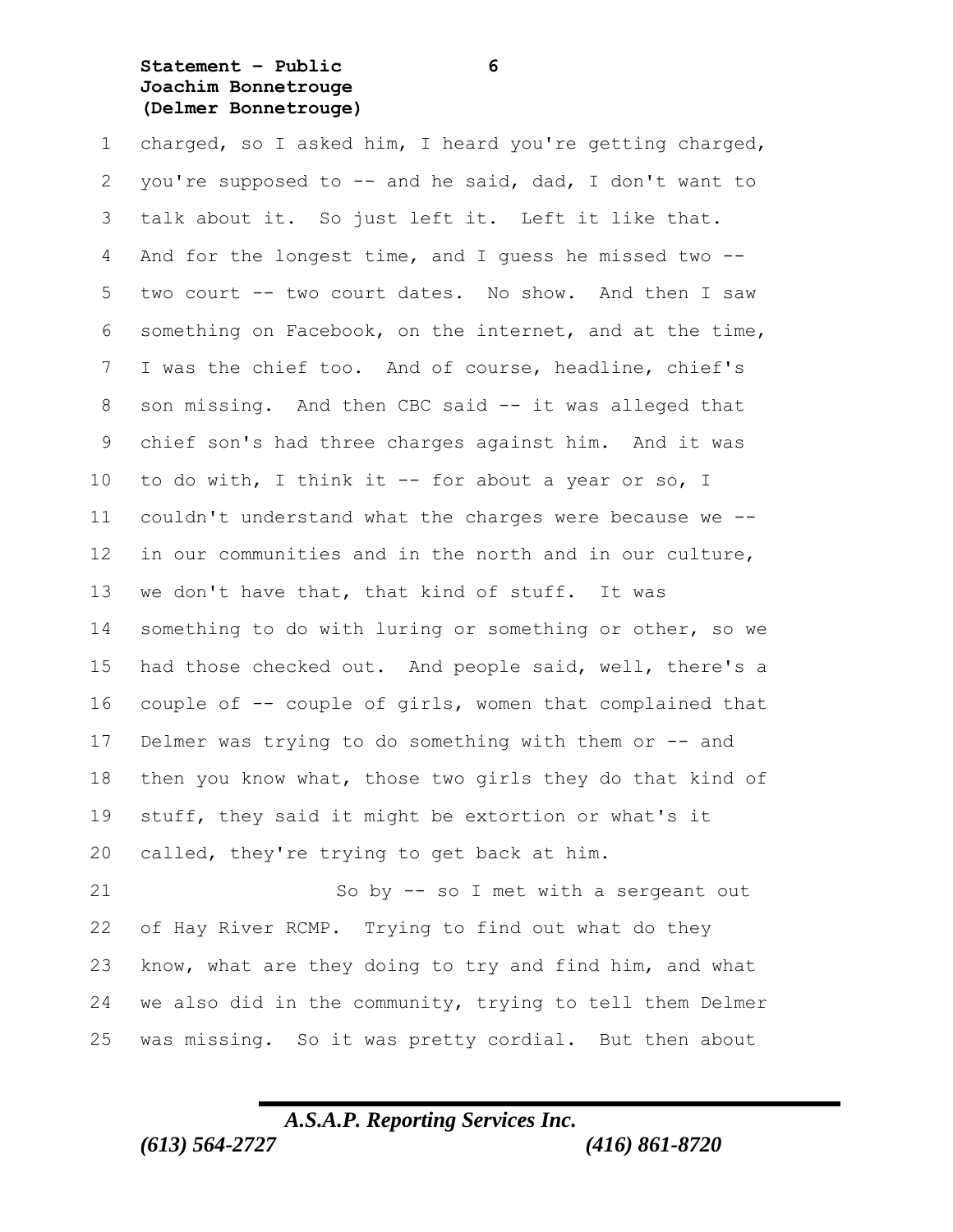charged, so I asked him, I heard you're getting charged, you're supposed to -- and he said, dad, I don't want to talk about it. So just left it. Left it like that. And for the longest time, and I guess he missed two -- two court -- two court dates. No show. And then I saw something on Facebook, on the internet, and at the time, I was the chief too. And of course, headline, chief's son missing. And then CBC said -- it was alleged that chief son's had three charges against him. And it was to do with, I think it -- for about a year or so, I couldn't understand what the charges were because we -- in our communities and in the north and in our culture, we don't have that, that kind of stuff. It was something to do with luring or something or other, so we had those checked out. And people said, well, there's a couple of -- couple of girls, women that complained that Delmer was trying to do something with them or -- and then you know what, those two girls they do that kind of stuff, they said it might be extortion or what's it called, they're trying to get back at him.

So by -- so I met with a sergeant out of Hay River RCMP. Trying to find out what do they know, what are they doing to try and find him, and what we also did in the community, trying to tell them Delmer was missing. So it was pretty cordial. But then about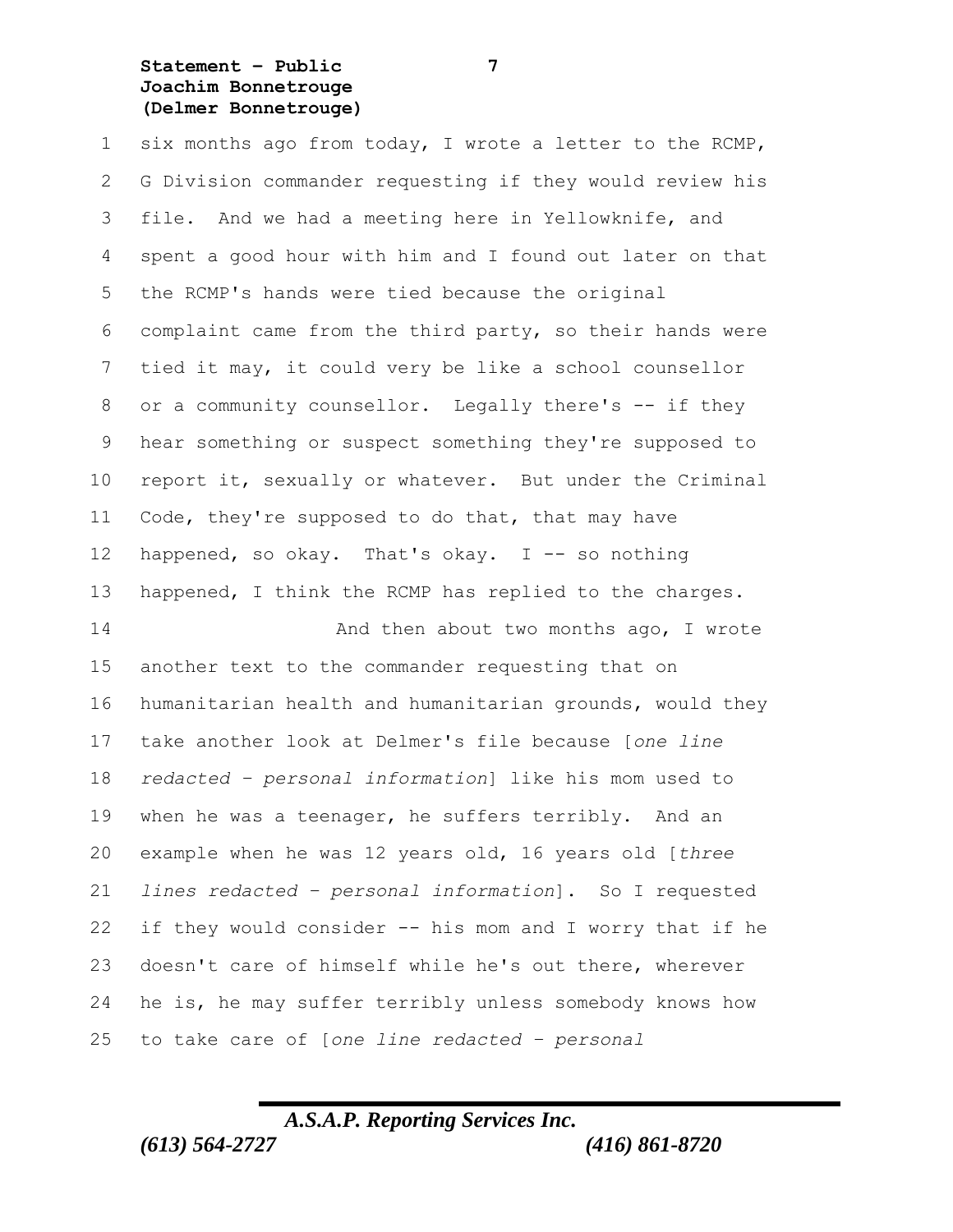six months ago from today, I wrote a letter to the RCMP, G Division commander requesting if they would review his file. And we had a meeting here in Yellowknife, and spent a good hour with him and I found out later on that the RCMP's hands were tied because the original complaint came from the third party, so their hands were tied it may, it could very be like a school counsellor or a community counsellor. Legally there's -- if they hear something or suspect something they're supposed to report it, sexually or whatever. But under the Criminal Code, they're supposed to do that, that may have happened, so okay. That's okay. I -- so nothing happened, I think the RCMP has replied to the charges.

And then about two months ago, I wrote another text to the commander requesting that on humanitarian health and humanitarian grounds, would they take another look at Delmer's file because [*one line redacted – personal information*] like his mom used to when he was a teenager, he suffers terribly. And an example when he was 12 years old, 16 years old [*three lines redacted – personal information*]. So I requested if they would consider -- his mom and I worry that if he doesn't care of himself while he's out there, wherever he is, he may suffer terribly unless somebody knows how to take care of [*one line redacted – personal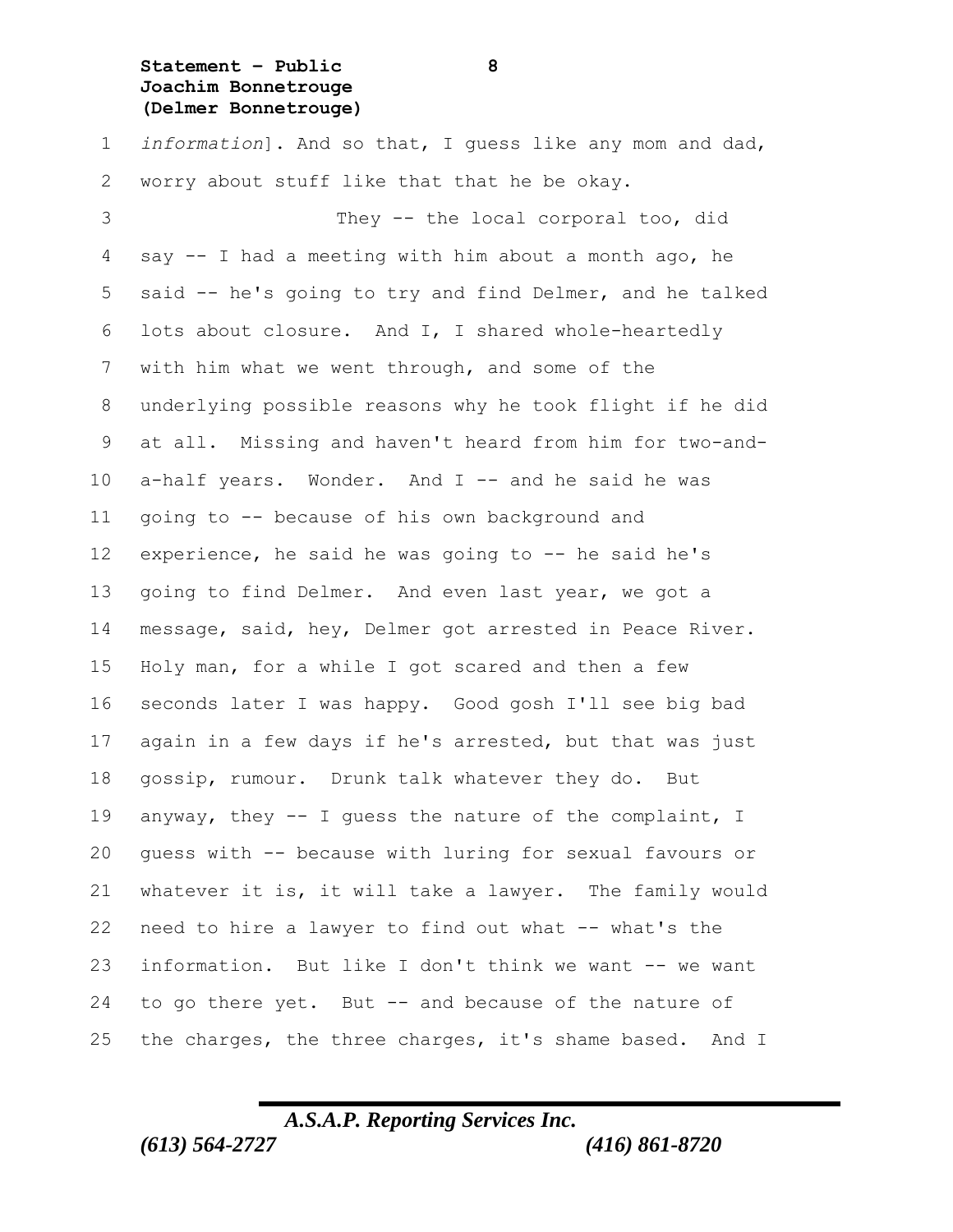*information*]. And so that, I guess like any mom and dad, worry about stuff like that that he be okay.

They -- the local corporal too, did say -- I had a meeting with him about a month ago, he said -- he's going to try and find Delmer, and he talked lots about closure. And I, I shared whole-heartedly with him what we went through, and some of the underlying possible reasons why he took flight if he did at all. Missing and haven't heard from him for two-and-a-half years. Wonder. And I -- and he said he was going to -- because of his own background and experience, he said he was going to -- he said he's going to find Delmer. And even last year, we got a message, said, hey, Delmer got arrested in Peace River. Holy man, for a while I got scared and then a few seconds later I was happy. Good gosh I'll see big bad again in a few days if he's arrested, but that was just gossip, rumour. Drunk talk whatever they do. But anyway, they -- I guess the nature of the complaint, I guess with -- because with luring for sexual favours or whatever it is, it will take a lawyer. The family would need to hire a lawyer to find out what -- what's the information. But like I don't think we want -- we want to go there yet. But -- and because of the nature of the charges, the three charges, it's shame based. And I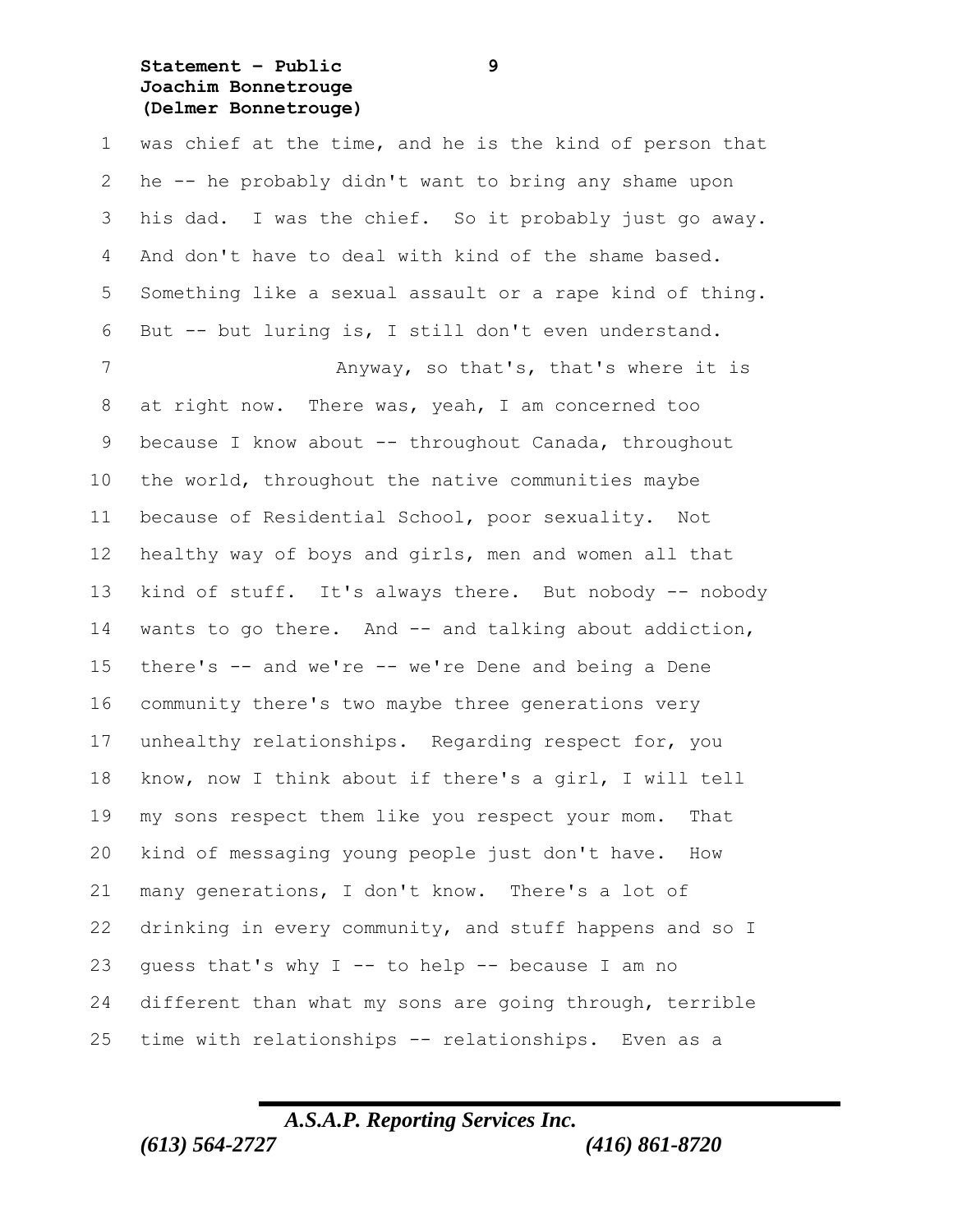was chief at the time, and he is the kind of person that he -- he probably didn't want to bring any shame upon his dad. I was the chief. So it probably just go away. And don't have to deal with kind of the shame based. Something like a sexual assault or a rape kind of thing. But -- but luring is, I still don't even understand.

Anyway, so that's, that's where it is at right now. There was, yeah, I am concerned too because I know about -- throughout Canada, throughout the world, throughout the native communities maybe because of Residential School, poor sexuality. Not healthy way of boys and girls, men and women all that kind of stuff. It's always there. But nobody -- nobody wants to go there. And -- and talking about addiction, there's -- and we're -- we're Dene and being a Dene community there's two maybe three generations very unhealthy relationships. Regarding respect for, you know, now I think about if there's a girl, I will tell my sons respect them like you respect your mom. That kind of messaging young people just don't have. How many generations, I don't know. There's a lot of drinking in every community, and stuff happens and so I guess that's why I -- to help -- because I am no different than what my sons are going through, terrible time with relationships -- relationships. Even as a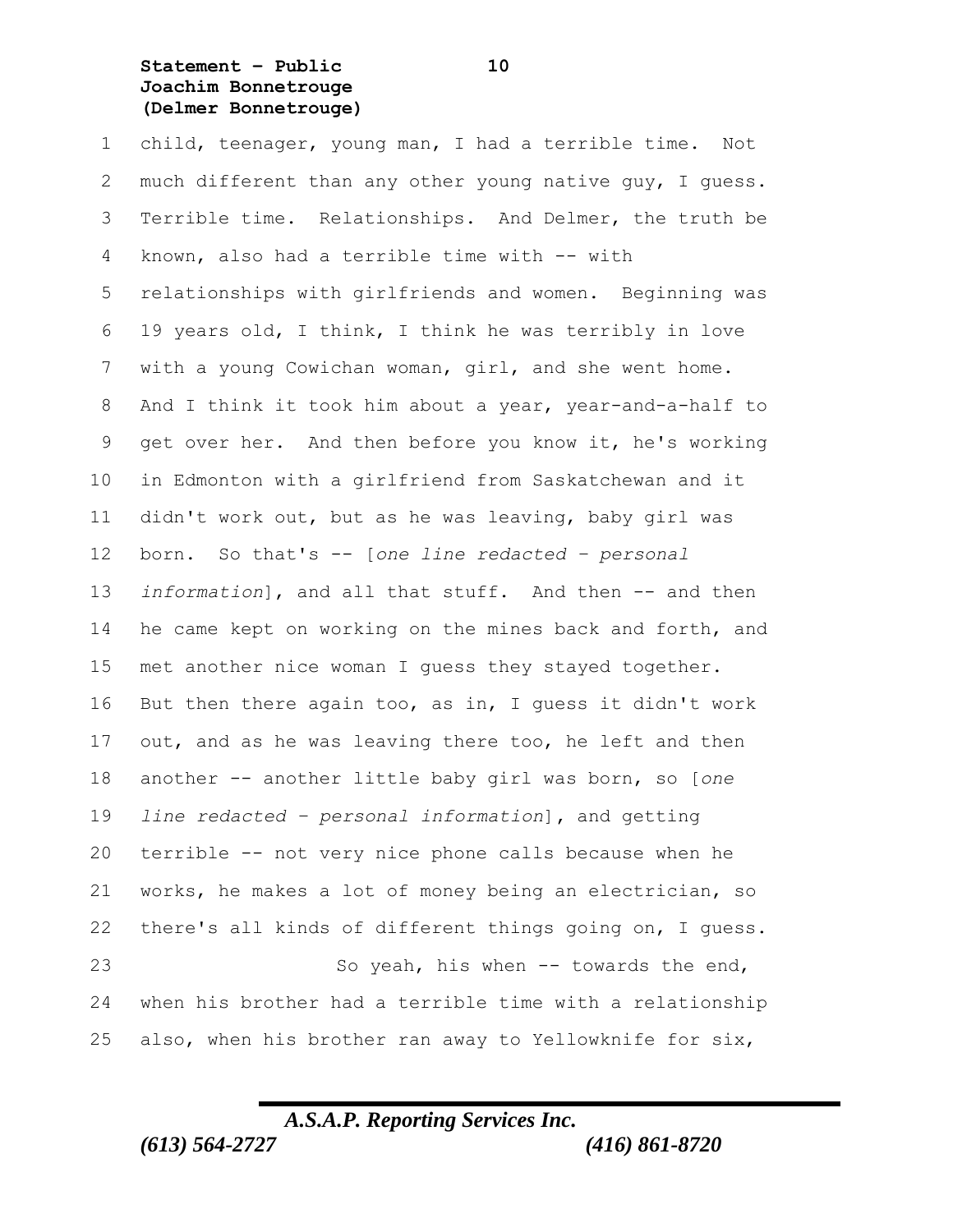child, teenager, young man, I had a terrible time. Not much different than any other young native guy, I guess. Terrible time. Relationships. And Delmer, the truth be known, also had a terrible time with -- with relationships with girlfriends and women. Beginning was 19 years old, I think, I think he was terribly in love with a young Cowichan woman, girl, and she went home. And I think it took him about a year, year-and-a-half to get over her. And then before you know it, he's working in Edmonton with a girlfriend from Saskatchewan and it didn't work out, but as he was leaving, baby girl was born. So that's -- [*one line redacted – personal information*], and all that stuff. And then -- and then he came kept on working on the mines back and forth, and met another nice woman I guess they stayed together. But then there again too, as in, I guess it didn't work out, and as he was leaving there too, he left and then another -- another little baby girl was born, so [*one line redacted – personal information*], and getting terrible -- not very nice phone calls because when he works, he makes a lot of money being an electrician, so there's all kinds of different things going on, I guess.

So yeah, his when -- towards the end, when his brother had a terrible time with a relationship also, when his brother ran away to Yellowknife for six,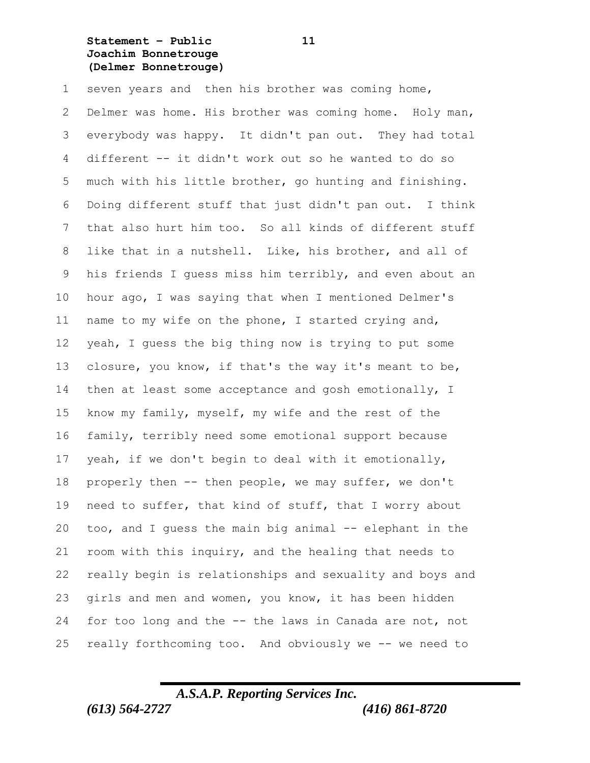seven years and then his brother was coming home, Delmer was home. His brother was coming home. Holy man, everybody was happy. It didn't pan out. They had total different -- it didn't work out so he wanted to do so much with his little brother, go hunting and finishing. Doing different stuff that just didn't pan out. I think that also hurt him too. So all kinds of different stuff like that in a nutshell. Like, his brother, and all of his friends I guess miss him terribly, and even about an hour ago, I was saying that when I mentioned Delmer's name to my wife on the phone, I started crying and, yeah, I guess the big thing now is trying to put some closure, you know, if that's the way it's meant to be, then at least some acceptance and gosh emotionally, I know my family, myself, my wife and the rest of the family, terribly need some emotional support because yeah, if we don't begin to deal with it emotionally, properly then -- then people, we may suffer, we don't need to suffer, that kind of stuff, that I worry about too, and I guess the main big animal -- elephant in the room with this inquiry, and the healing that needs to really begin is relationships and sexuality and boys and girls and men and women, you know, it has been hidden for too long and the -- the laws in Canada are not, not really forthcoming too. And obviously we -- we need to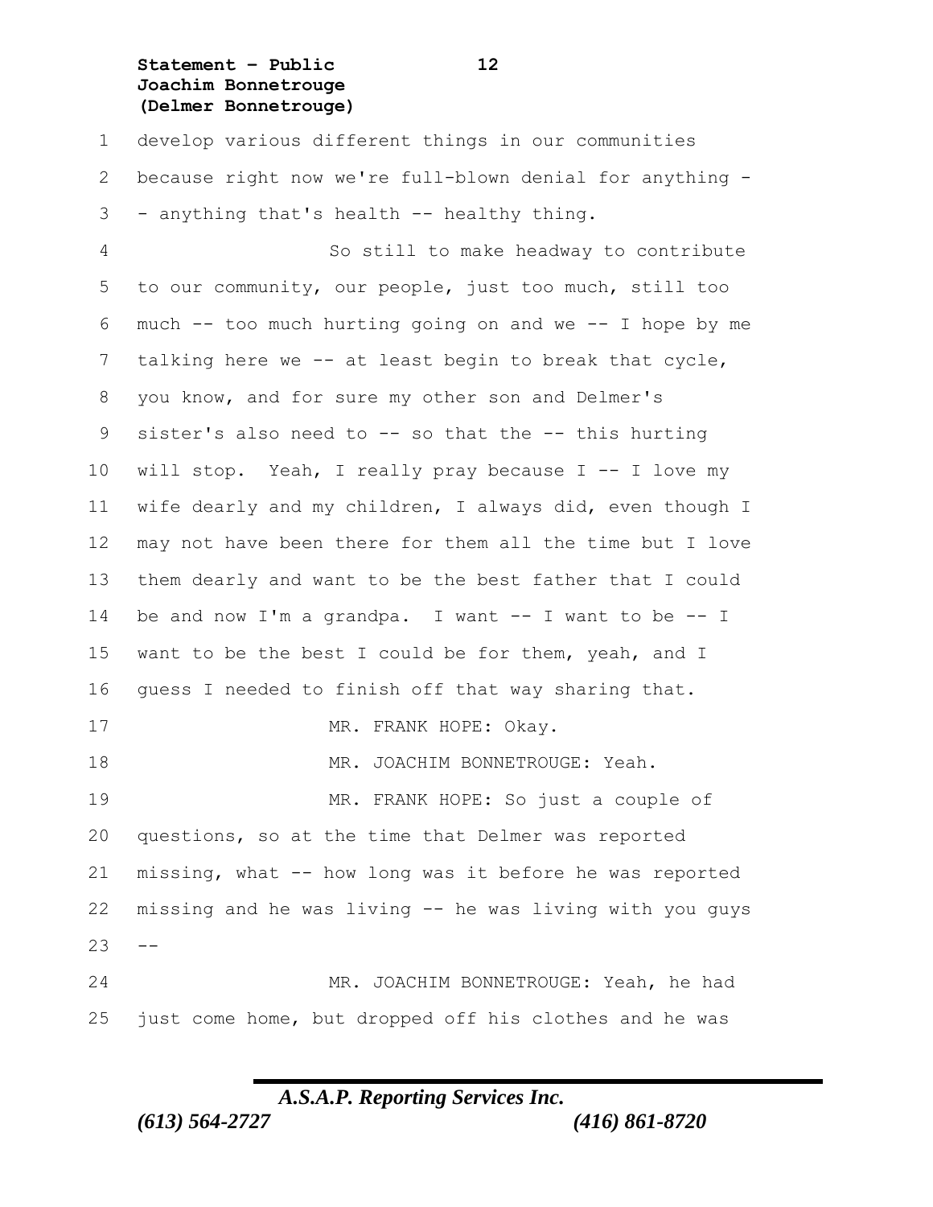develop various different things in our communities because right now we're full-blown denial for anything -- anything that's health -- healthy thing.

So still to make headway to contribute to our community, our people, just too much, still too much -- too much hurting going on and we -- I hope by me talking here we -- at least begin to break that cycle, you know, and for sure my other son and Delmer's sister's also need to -- so that the -- this hurting will stop. Yeah, I really pray because I -- I love my wife dearly and my children, I always did, even though I may not have been there for them all the time but I love them dearly and want to be the best father that I could be and now I'm a grandpa. I want -- I want to be -- I want to be the best I could be for them, yeah, and I guess I needed to finish off that way sharing that.

MR. FRANK HOPE: Okay.

MR. JOACHIM BONNETROUGE: Yeah.

MR. FRANK HOPE: So just a couple of questions, so at the time that Delmer was reported missing, what -- how long was it before he was reported missing and he was living -- he was living with you guys --

MR. JOACHIM BONNETROUGE: Yeah, he had just come home, but dropped off his clothes and he was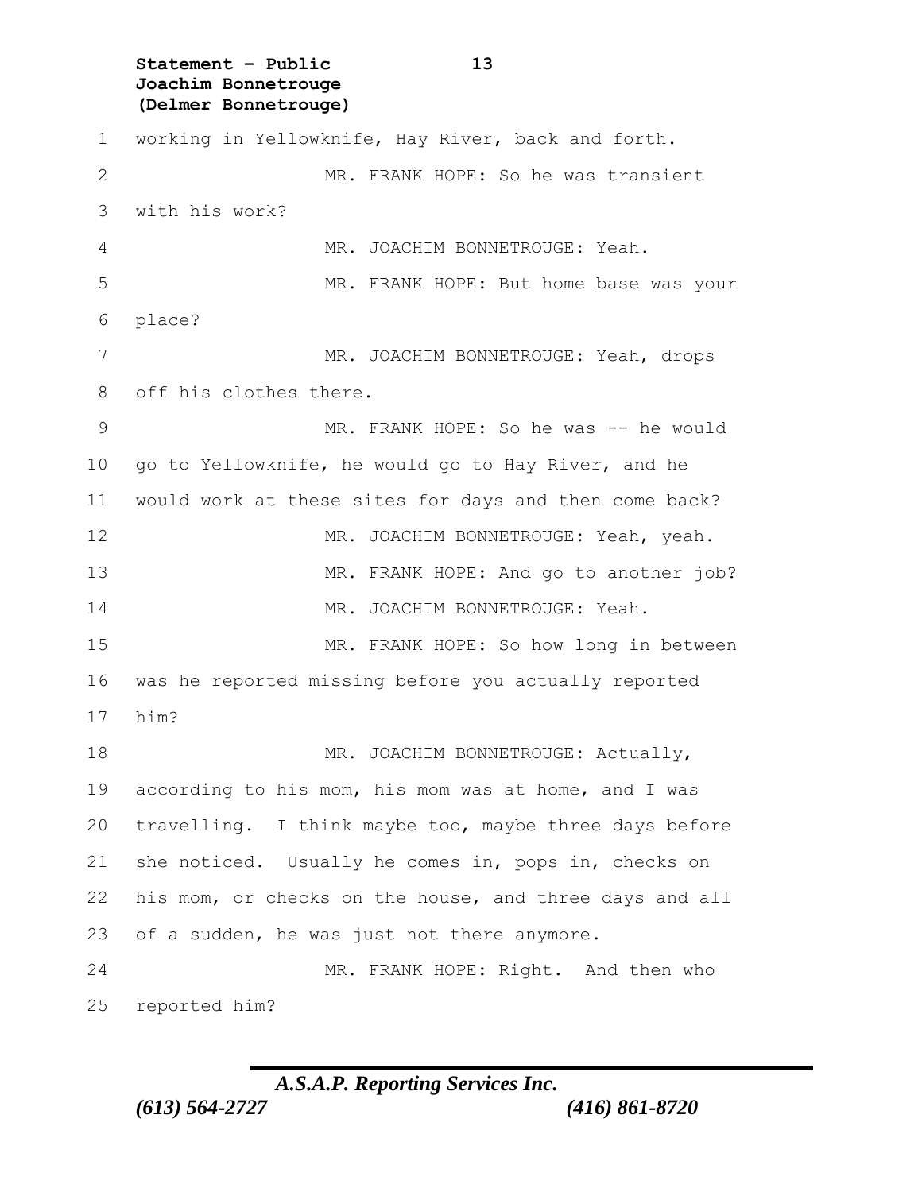working in Yellowknife, Hay River, back and forth.

MR. FRANK HOPE: So he was transient with his work?

MR. JOACHIM BONNETROUGE: Yeah.

MR. FRANK HOPE: But home base was your place?

MR. JOACHIM BONNETROUGE: Yeah, drops off his clothes there.

MR. FRANK HOPE: So he was -- he would go to Yellowknife, he would go to Hay River, and he would work at these sites for days and then come back?

MR. JOACHIM BONNETROUGE: Yeah, yeah.

MR. FRANK HOPE: And go to another job?

MR. JOACHIM BONNETROUGE: Yeah.

MR. FRANK HOPE: So how long in between was he reported missing before you actually reported him?

MR. JOACHIM BONNETROUGE: Actually, according to his mom, his mom was at home, and I was travelling. I think maybe too, maybe three days before she noticed. Usually he comes in, pops in, checks on his mom, or checks on the house, and three days and all of a sudden, he was just not there anymore.

MR. FRANK HOPE: Right. And then who reported him?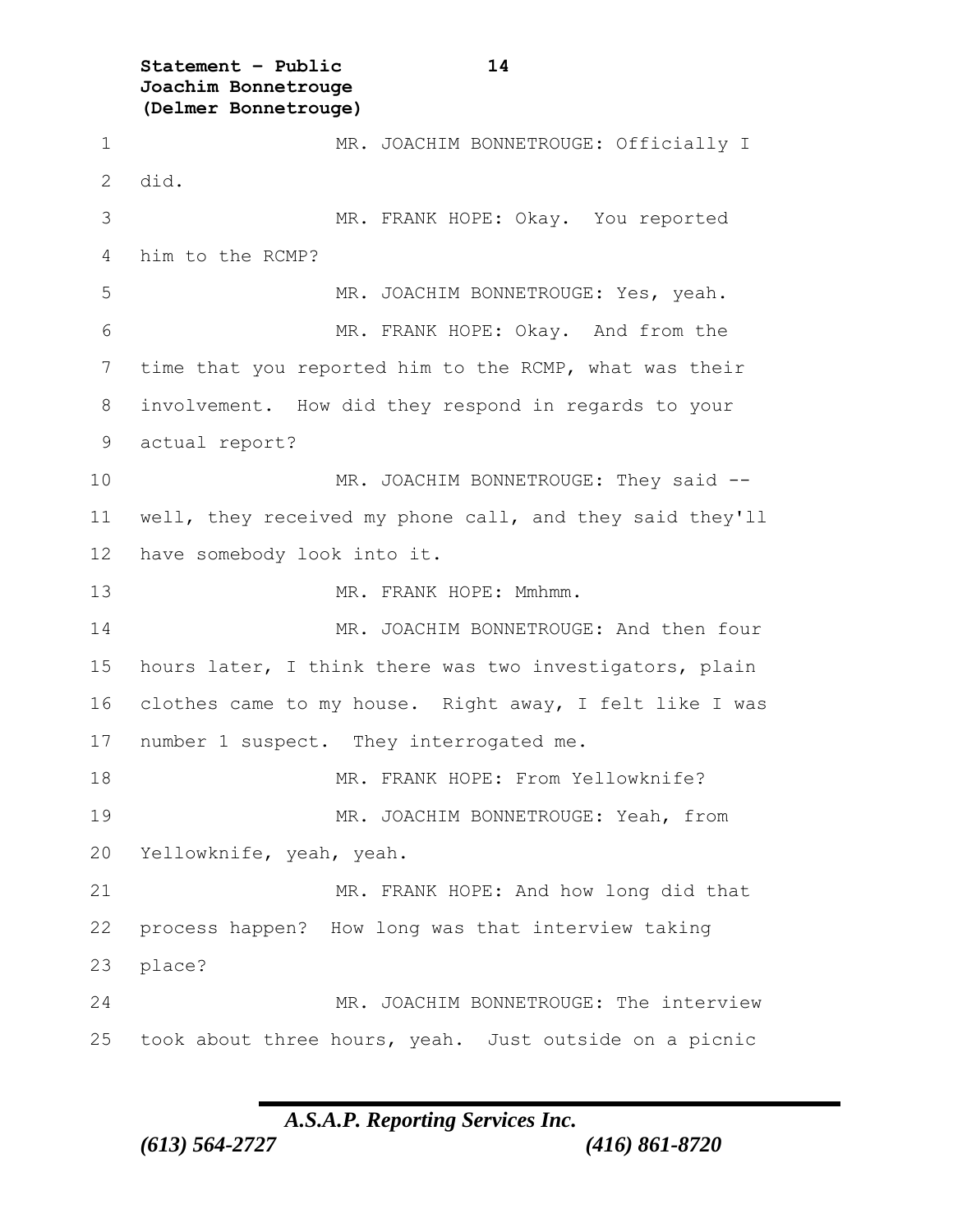MR. JOACHIM BONNETROUGE: Officially I did.

MR. FRANK HOPE: Okay. You reported him to the RCMP?

MR. JOACHIM BONNETROUGE: Yes, yeah.

MR. FRANK HOPE: Okay. And from the time that you reported him to the RCMP, what was their involvement. How did they respond in regards to your actual report?

MR. JOACHIM BONNETROUGE: They said -- well, they received my phone call, and they said they'll have somebody look into it.

MR. FRANK HOPE: Mmhmm.

MR. JOACHIM BONNETROUGE: And then four hours later, I think there was two investigators, plain clothes came to my house. Right away, I felt like I was number 1 suspect. They interrogated me.

MR. FRANK HOPE: From Yellowknife?

MR. JOACHIM BONNETROUGE: Yeah, from Yellowknife, yeah, yeah.

MR. FRANK HOPE: And how long did that process happen? How long was that interview taking place?

MR. JOACHIM BONNETROUGE: The interview took about three hours, yeah. Just outside on a picnic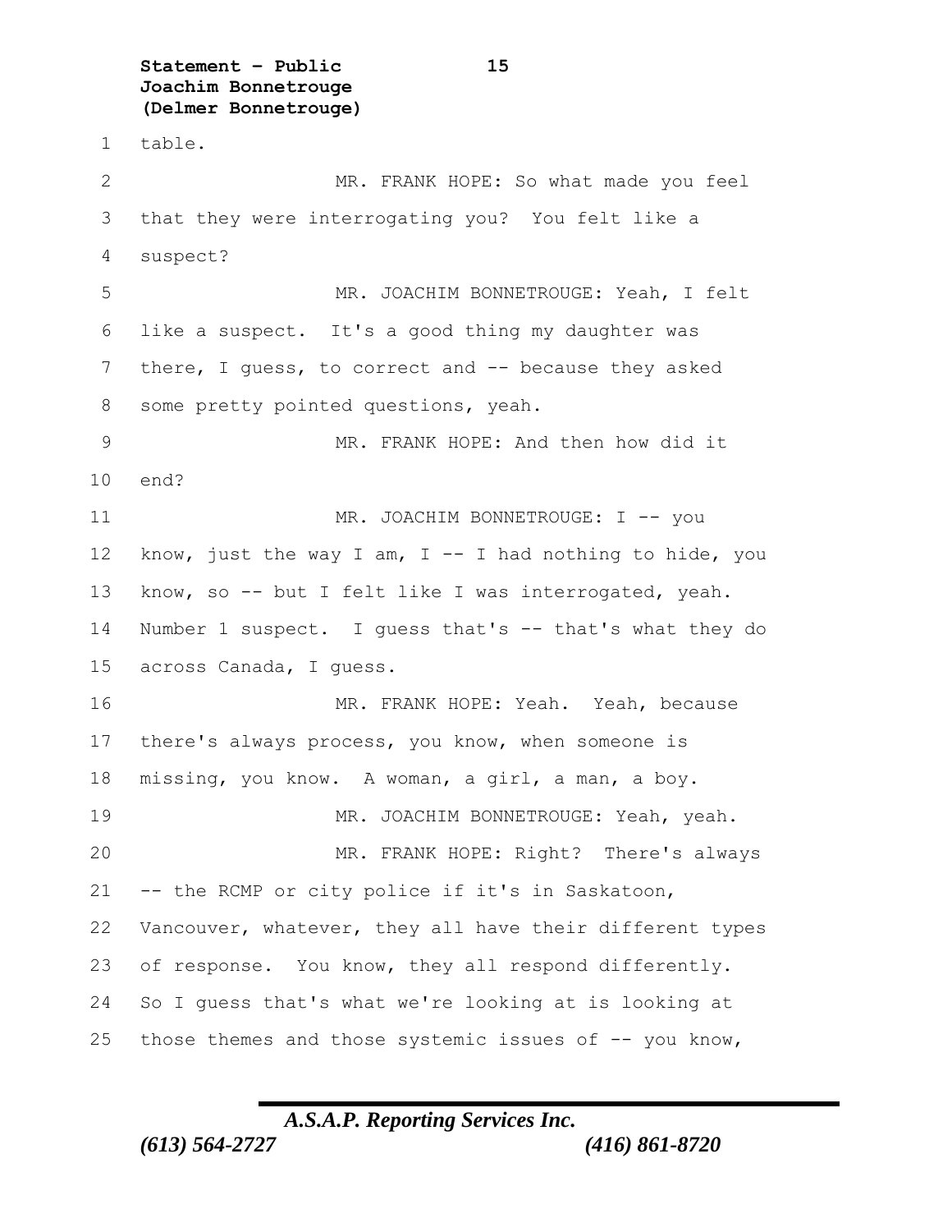table.

MR. FRANK HOPE: So what made you feel that they were interrogating you? You felt like a suspect?

MR. JOACHIM BONNETROUGE: Yeah, I felt like a suspect. It's a good thing my daughter was there, I guess, to correct and -- because they asked some pretty pointed questions, yeah.

MR. FRANK HOPE: And then how did it end?

MR. JOACHIM BONNETROUGE: I -- you know, just the way I am, I -- I had nothing to hide, you know, so -- but I felt like I was interrogated, yeah. Number 1 suspect. I guess that's -- that's what they do across Canada, I guess.

MR. FRANK HOPE: Yeah. Yeah, because there's always process, you know, when someone is missing, you know. A woman, a girl, a man, a boy.

MR. JOACHIM BONNETROUGE: Yeah, yeah.

MR. FRANK HOPE: Right? There's always -- the RCMP or city police if it's in Saskatoon, Vancouver, whatever, they all have their different types of response. You know, they all respond differently. So I guess that's what we're looking at is looking at those themes and those systemic issues of -- you know,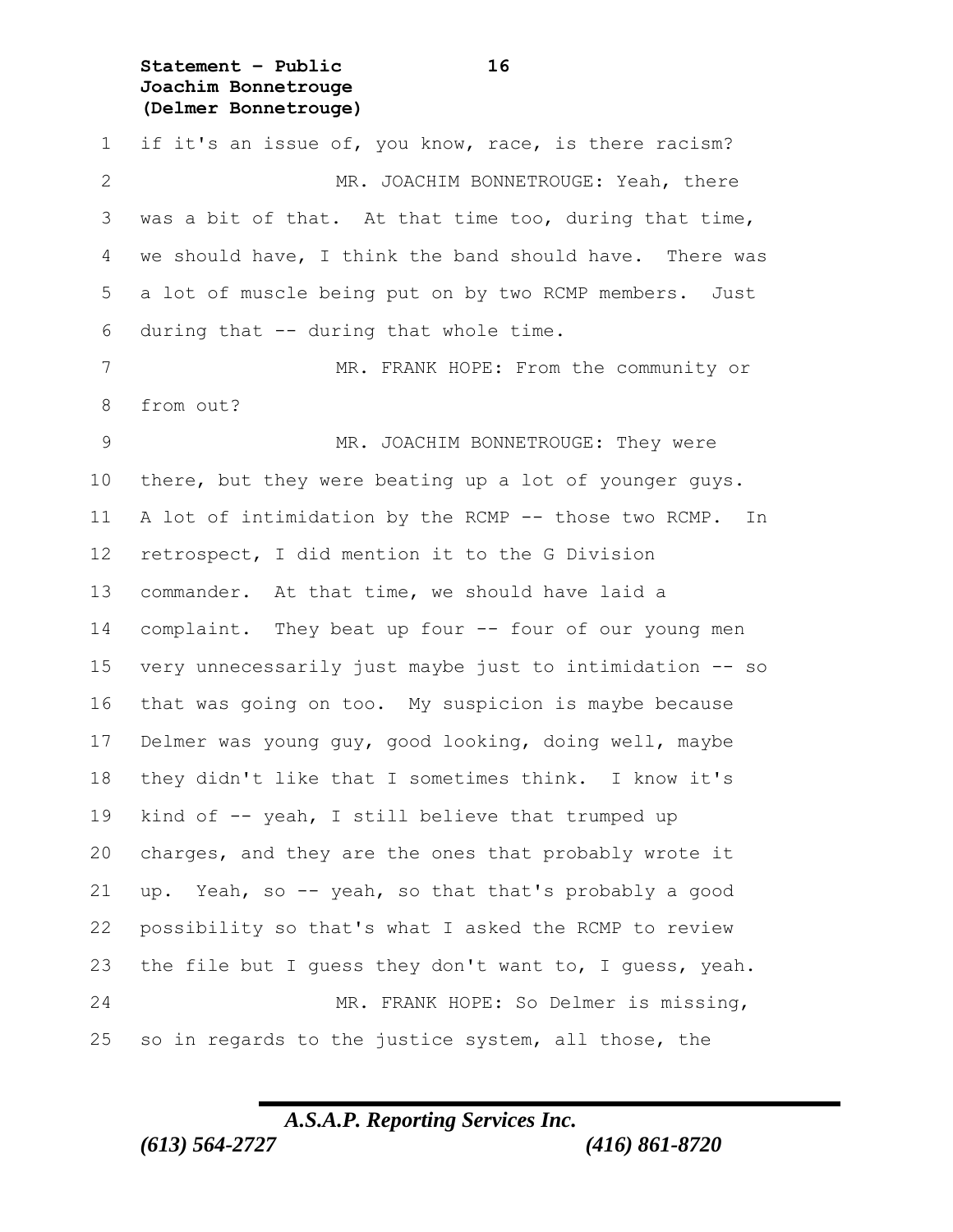if it's an issue of, you know, race, is there racism?

MR. JOACHIM BONNETROUGE: Yeah, there was a bit of that. At that time too, during that time, we should have, I think the band should have. There was a lot of muscle being put on by two RCMP members. Just during that -- during that whole time.

MR. FRANK HOPE: From the community or from out?

MR. JOACHIM BONNETROUGE: They were there, but they were beating up a lot of younger guys. A lot of intimidation by the RCMP -- those two RCMP. In retrospect, I did mention it to the G Division commander. At that time, we should have laid a complaint. They beat up four -- four of our young men very unnecessarily just maybe just to intimidation -- so that was going on too. My suspicion is maybe because Delmer was young guy, good looking, doing well, maybe they didn't like that I sometimes think. I know it's kind of -- yeah, I still believe that trumped up charges, and they are the ones that probably wrote it up. Yeah, so -- yeah, so that that's probably a good possibility so that's what I asked the RCMP to review the file but I guess they don't want to, I guess, yeah.

MR. FRANK HOPE: So Delmer is missing, so in regards to the justice system, all those, the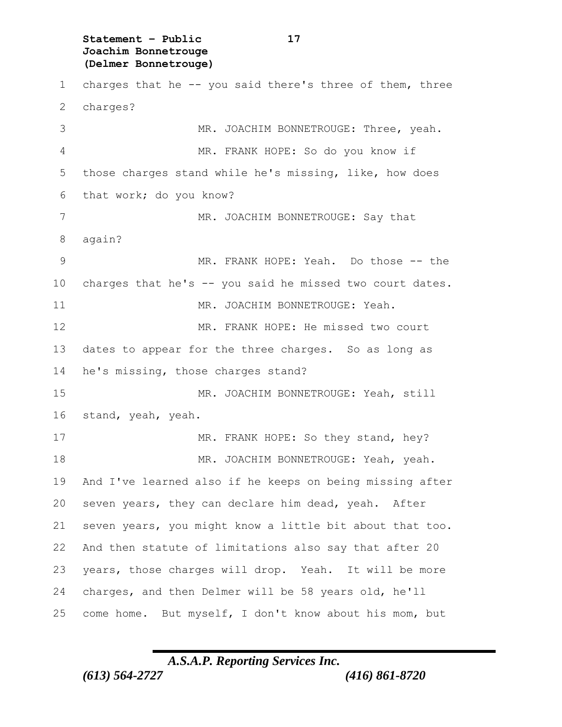charges that he -- you said there's three of them, three charges?

MR. JOACHIM BONNETROUGE: Three, yeah.

MR. FRANK HOPE: So do you know if those charges stand while he's missing, like, how does that work; do you know?

MR. JOACHIM BONNETROUGE: Say that again?

MR. FRANK HOPE: Yeah. Do those -- the charges that he's -- you said he missed two court dates.

MR. JOACHIM BONNETROUGE: Yeah.

MR. FRANK HOPE: He missed two court dates to appear for the three charges. So as long as he's missing, those charges stand?

MR. JOACHIM BONNETROUGE: Yeah, still stand, yeah, yeah.

MR. FRANK HOPE: So they stand, hey?

MR. JOACHIM BONNETROUGE: Yeah, yeah. And I've learned also if he keeps on being missing after seven years, they can declare him dead, yeah. After seven years, you might know a little bit about that too. And then statute of limitations also say that after 20 years, those charges will drop. Yeah. It will be more charges, and then Delmer will be 58 years old, he'll come home. But myself, I don't know about his mom, but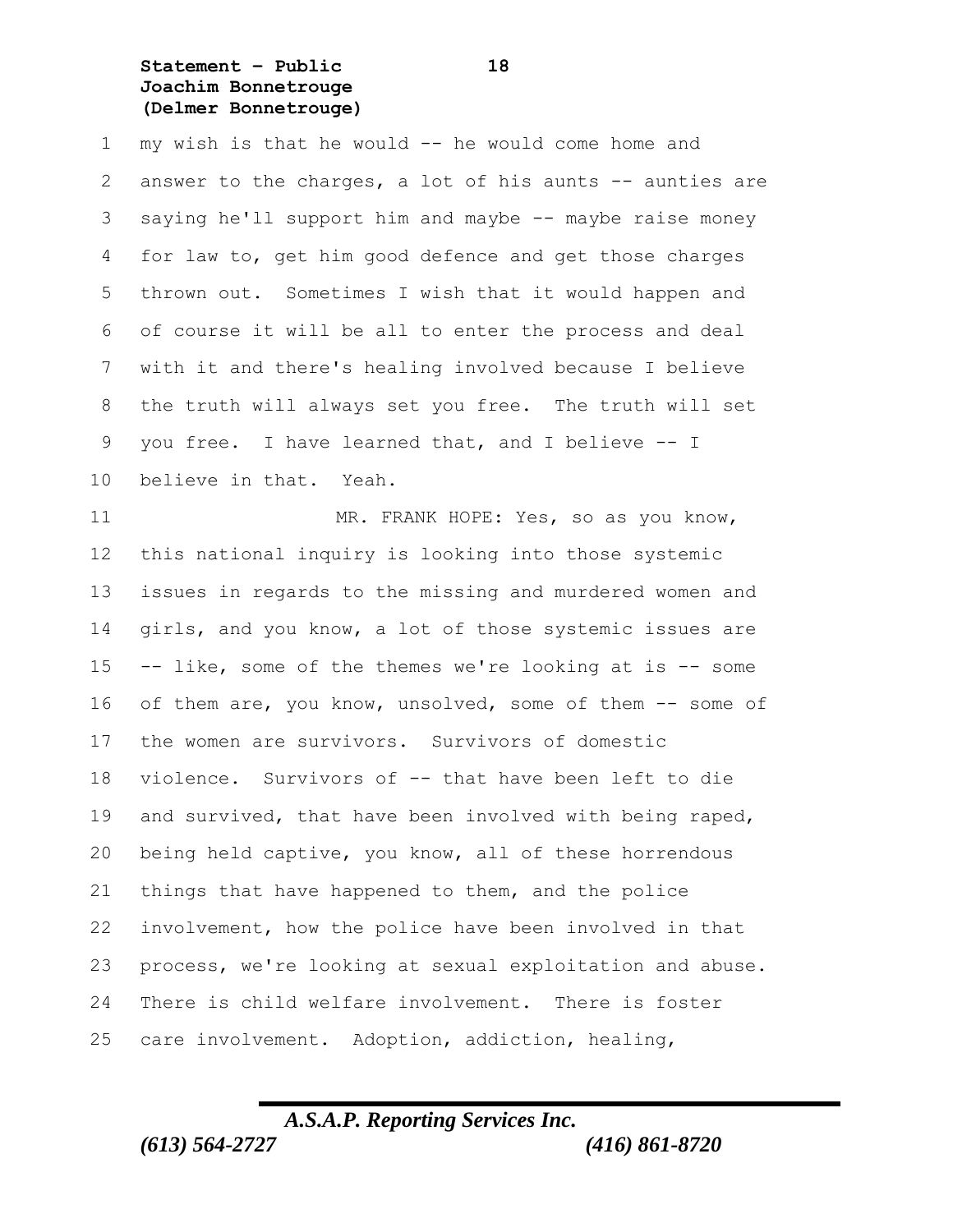my wish is that he would -- he would come home and answer to the charges, a lot of his aunts -- aunties are saying he'll support him and maybe -- maybe raise money for law to, get him good defence and get those charges thrown out. Sometimes I wish that it would happen and of course it will be all to enter the process and deal with it and there's healing involved because I believe the truth will always set you free. The truth will set you free. I have learned that, and I believe -- I believe in that. Yeah.

MR. FRANK HOPE: Yes, so as you know, this national inquiry is looking into those systemic issues in regards to the missing and murdered women and girls, and you know, a lot of those systemic issues are -- like, some of the themes we're looking at is -- some of them are, you know, unsolved, some of them -- some of the women are survivors. Survivors of domestic violence. Survivors of -- that have been left to die and survived, that have been involved with being raped, being held captive, you know, all of these horrendous things that have happened to them, and the police involvement, how the police have been involved in that process, we're looking at sexual exploitation and abuse. There is child welfare involvement. There is foster care involvement. Adoption, addiction, healing,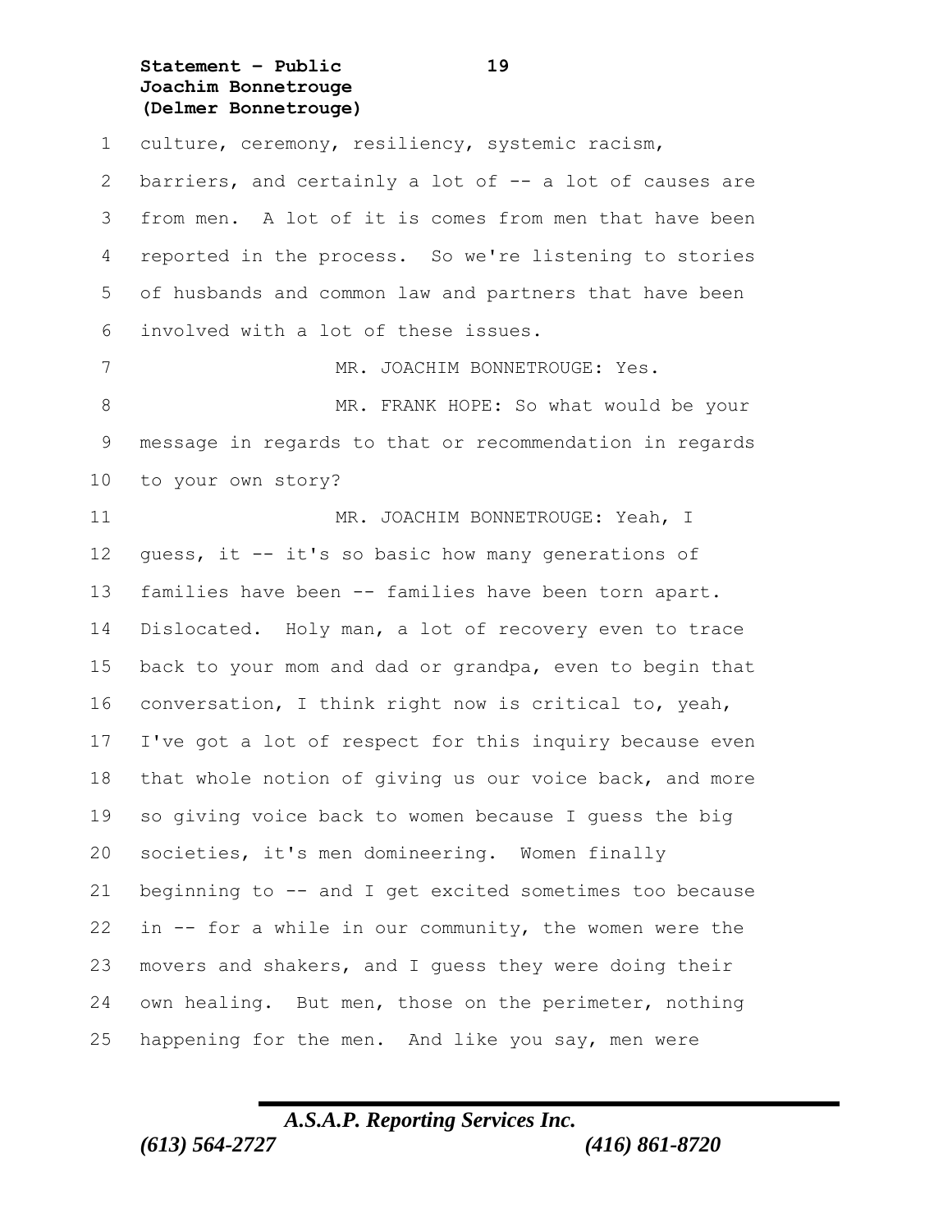culture, ceremony, resiliency, systemic racism, barriers, and certainly a lot of -- a lot of causes are from men. A lot of it is comes from men that have been reported in the process. So we're listening to stories of husbands and common law and partners that have been involved with a lot of these issues.

MR. JOACHIM BONNETROUGE: Yes.

MR. FRANK HOPE: So what would be your message in regards to that or recommendation in regards to your own story?

MR. JOACHIM BONNETROUGE: Yeah, I guess, it -- it's so basic how many generations of families have been -- families have been torn apart. Dislocated. Holy man, a lot of recovery even to trace back to your mom and dad or grandpa, even to begin that conversation, I think right now is critical to, yeah, I've got a lot of respect for this inquiry because even that whole notion of giving us our voice back, and more so giving voice back to women because I guess the big societies, it's men domineering. Women finally beginning to -- and I get excited sometimes too because in -- for a while in our community, the women were the movers and shakers, and I guess they were doing their own healing. But men, those on the perimeter, nothing happening for the men. And like you say, men were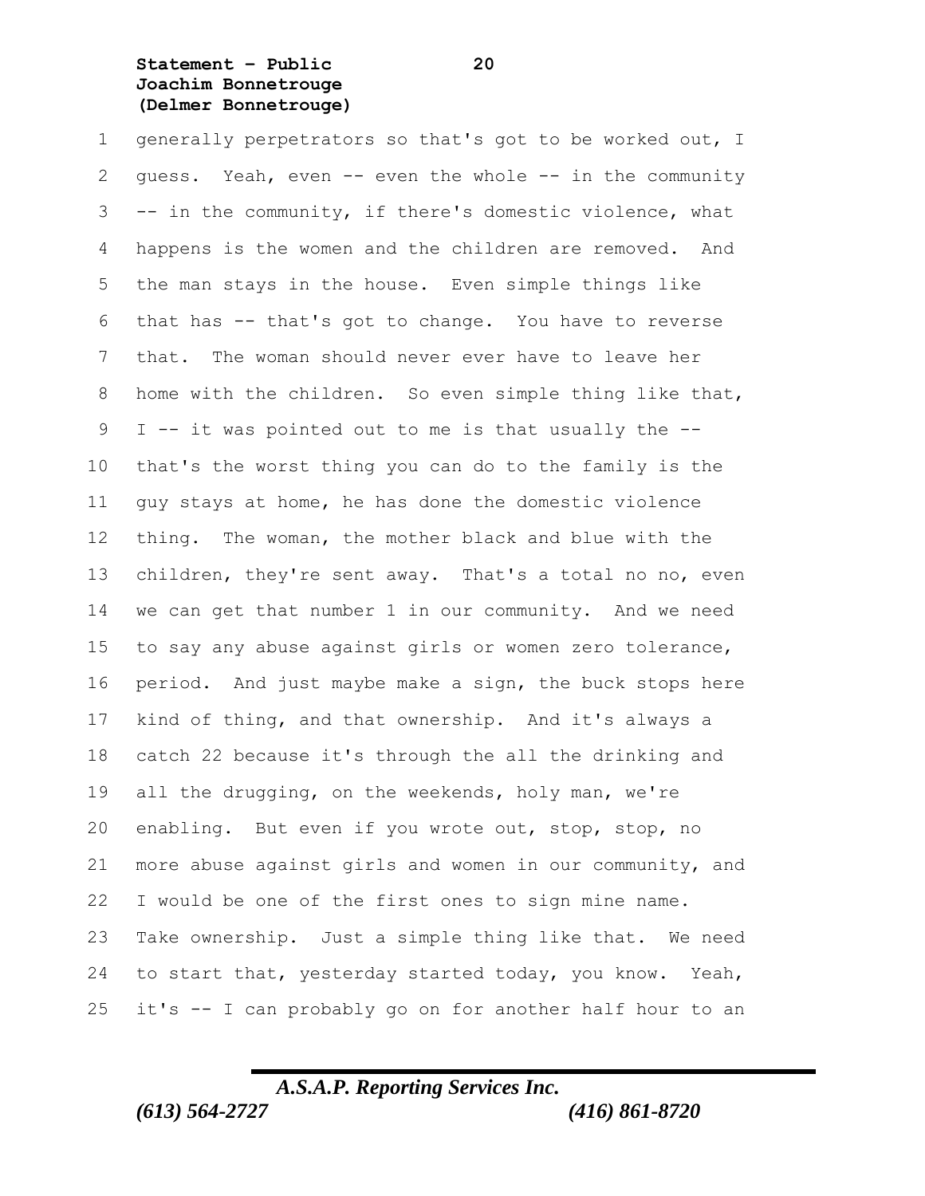generally perpetrators so that's got to be worked out, I guess. Yeah, even -- even the whole -- in the community -- in the community, if there's domestic violence, what happens is the women and the children are removed. And the man stays in the house. Even simple things like that has -- that's got to change. You have to reverse that. The woman should never ever have to leave her home with the children. So even simple thing like that, I -- it was pointed out to me is that usually the -- that's the worst thing you can do to the family is the guy stays at home, he has done the domestic violence thing. The woman, the mother black and blue with the children, they're sent away. That's a total no no, even we can get that number 1 in our community. And we need to say any abuse against girls or women zero tolerance, period. And just maybe make a sign, the buck stops here kind of thing, and that ownership. And it's always a catch 22 because it's through the all the drinking and all the drugging, on the weekends, holy man, we're enabling. But even if you wrote out, stop, stop, no more abuse against girls and women in our community, and I would be one of the first ones to sign mine name. Take ownership. Just a simple thing like that. We need to start that, yesterday started today, you know. Yeah, it's -- I can probably go on for another half hour to an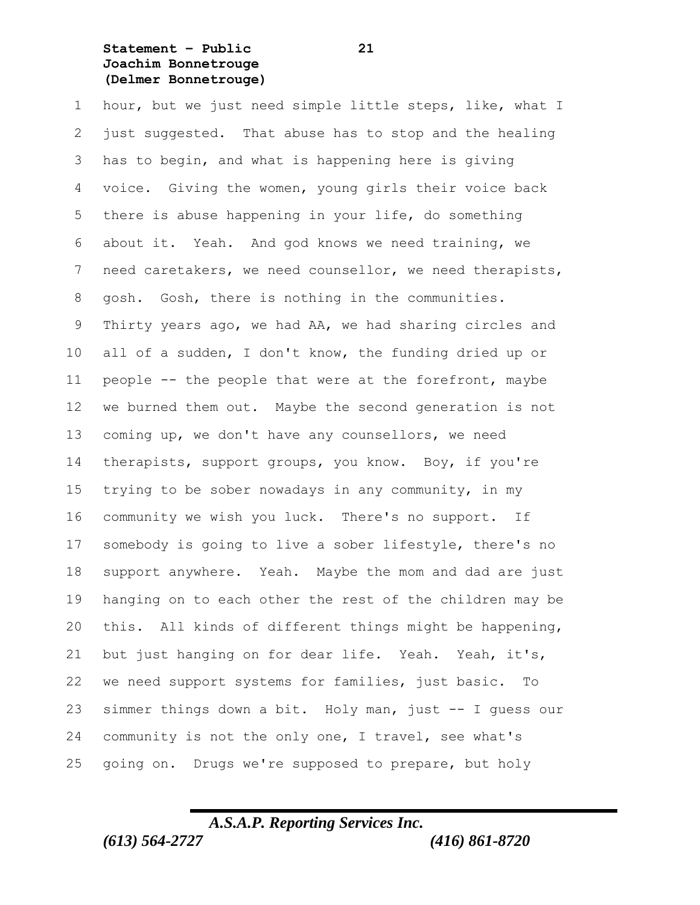hour, but we just need simple little steps, like, what I just suggested. That abuse has to stop and the healing has to begin, and what is happening here is giving voice. Giving the women, young girls their voice back there is abuse happening in your life, do something about it. Yeah. And god knows we need training, we need caretakers, we need counsellor, we need therapists, gosh. Gosh, there is nothing in the communities. Thirty years ago, we had AA, we had sharing circles and all of a sudden, I don't know, the funding dried up or people -- the people that were at the forefront, maybe we burned them out. Maybe the second generation is not coming up, we don't have any counsellors, we need therapists, support groups, you know. Boy, if you're trying to be sober nowadays in any community, in my community we wish you luck. There's no support. If somebody is going to live a sober lifestyle, there's no support anywhere. Yeah. Maybe the mom and dad are just hanging on to each other the rest of the children may be this. All kinds of different things might be happening, but just hanging on for dear life. Yeah. Yeah, it's, we need support systems for families, just basic. To simmer things down a bit. Holy man, just -- I guess our community is not the only one, I travel, see what's going on. Drugs we're supposed to prepare, but holy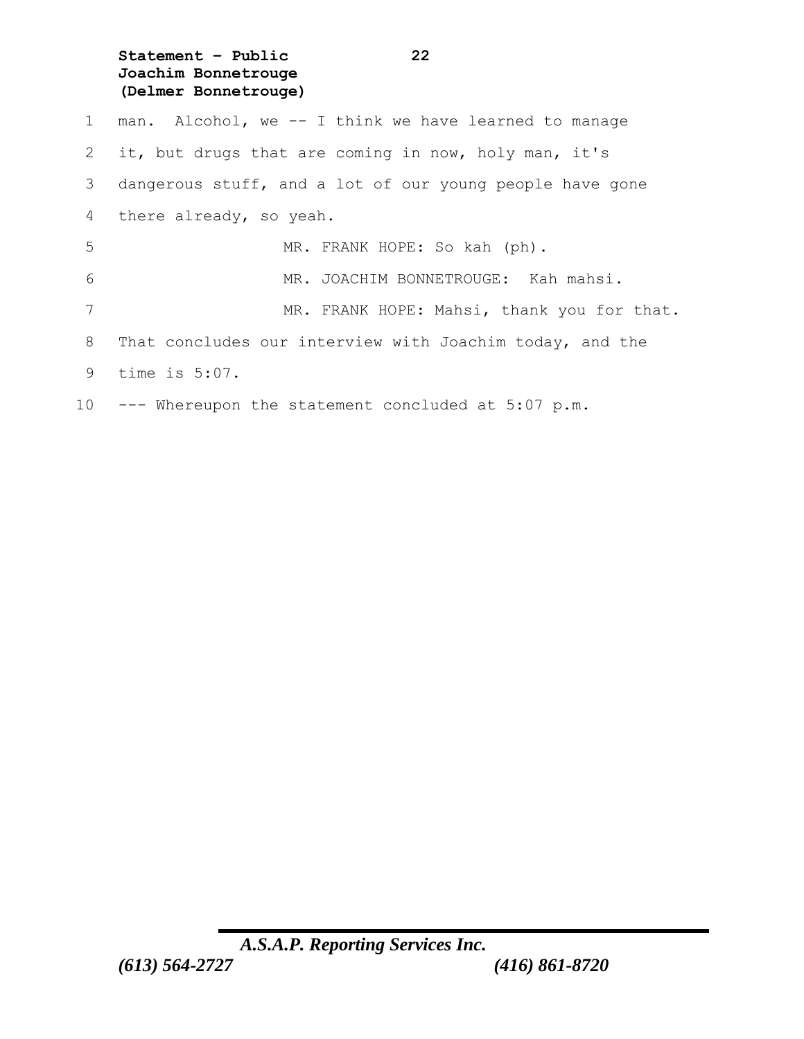man. Alcohol, we -- I think we have learned to manage it, but drugs that are coming in now, holy man, it's dangerous stuff, and a lot of our young people have gone there already, so yeah.

MR. FRANK HOPE: So kah (ph).

MR. JOACHIM BONNETROUGE: Kah mahsi.

MR. FRANK HOPE: Mahsi, thank you for that. That concludes our interview with Joachim today, and the time is 5:07.

--- Whereupon the statement concluded at 5:07 p.m.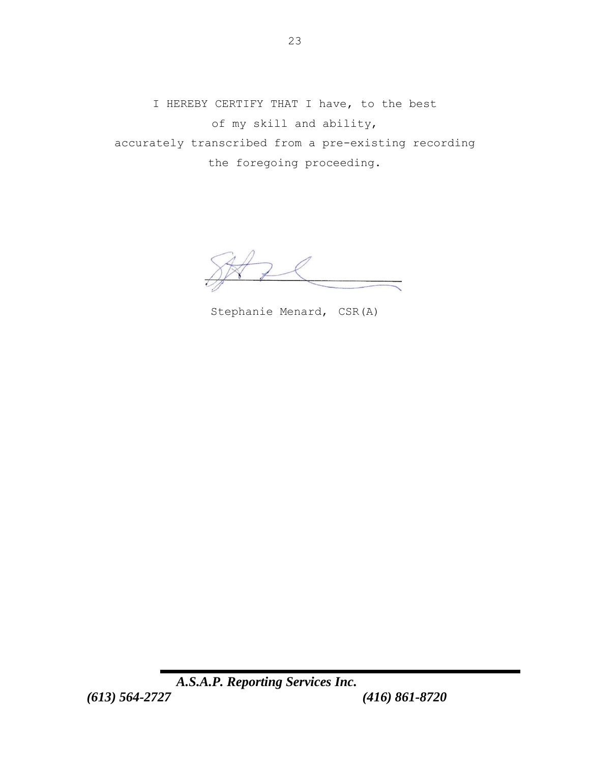I HEREBY CERTIFY THAT I have, to the best
of my skill and ability,
accurately transcribed from a pre-existing recording
the foregoing proceeding.

Stephanie Menard, CSR(A)

***A.S.A.P. Reporting Services Inc.***
***(613) 564-2727*** ***(416) 861-8720***